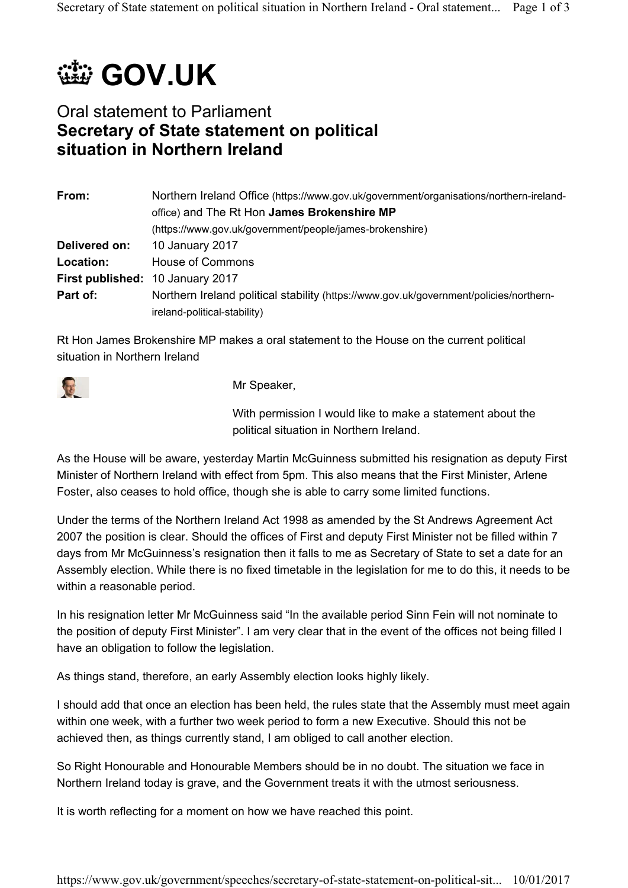# GOV.UK

## Oral statement to Parliament

## Secretary of State statement on political situation in Northern Ireland

| | |
|---|---|
| **From:** | Northern Ireland Office (https://www.gov.uk/government/organisations/northern-ireland-office) and The Rt Hon **James Brokenshire MP** (https://www.gov.uk/government/people/james-brokenshire) |
| **Delivered on:** | 10 January 2017 |
| **Location:** | House of Commons |
| **First published:** | 10 January 2017 |
| **Part of:** | Northern Ireland political stability (https://www.gov.uk/government/policies/northern-ireland-political-stability) |

Rt Hon James Brokenshire MP makes a oral statement to the House on the current political situation in Northern Ireland

Mr Speaker,

With permission I would like to make a statement about the political situation in Northern Ireland.

As the House will be aware, yesterday Martin McGuinness submitted his resignation as deputy First Minister of Northern Ireland with effect from 5pm. This also means that the First Minister, Arlene Foster, also ceases to hold office, though she is able to carry some limited functions.

Under the terms of the Northern Ireland Act 1998 as amended by the St Andrews Agreement Act 2007 the position is clear. Should the offices of First and deputy First Minister not be filled within 7 days from Mr McGuinness's resignation then it falls to me as Secretary of State to set a date for an Assembly election. While there is no fixed timetable in the legislation for me to do this, it needs to be within a reasonable period.

In his resignation letter Mr McGuinness said "In the available period Sinn Fein will not nominate to the position of deputy First Minister". I am very clear that in the event of the offices not being filled I have an obligation to follow the legislation.

As things stand, therefore, an early Assembly election looks highly likely.

I should add that once an election has been held, the rules state that the Assembly must meet again within one week, with a further two week period to form a new Executive. Should this not be achieved then, as things currently stand, I am obliged to call another election.

So Right Honourable and Honourable Members should be in no doubt. The situation we face in Northern Ireland today is grave, and the Government treats it with the utmost seriousness.

It is worth reflecting for a moment on how we have reached this point.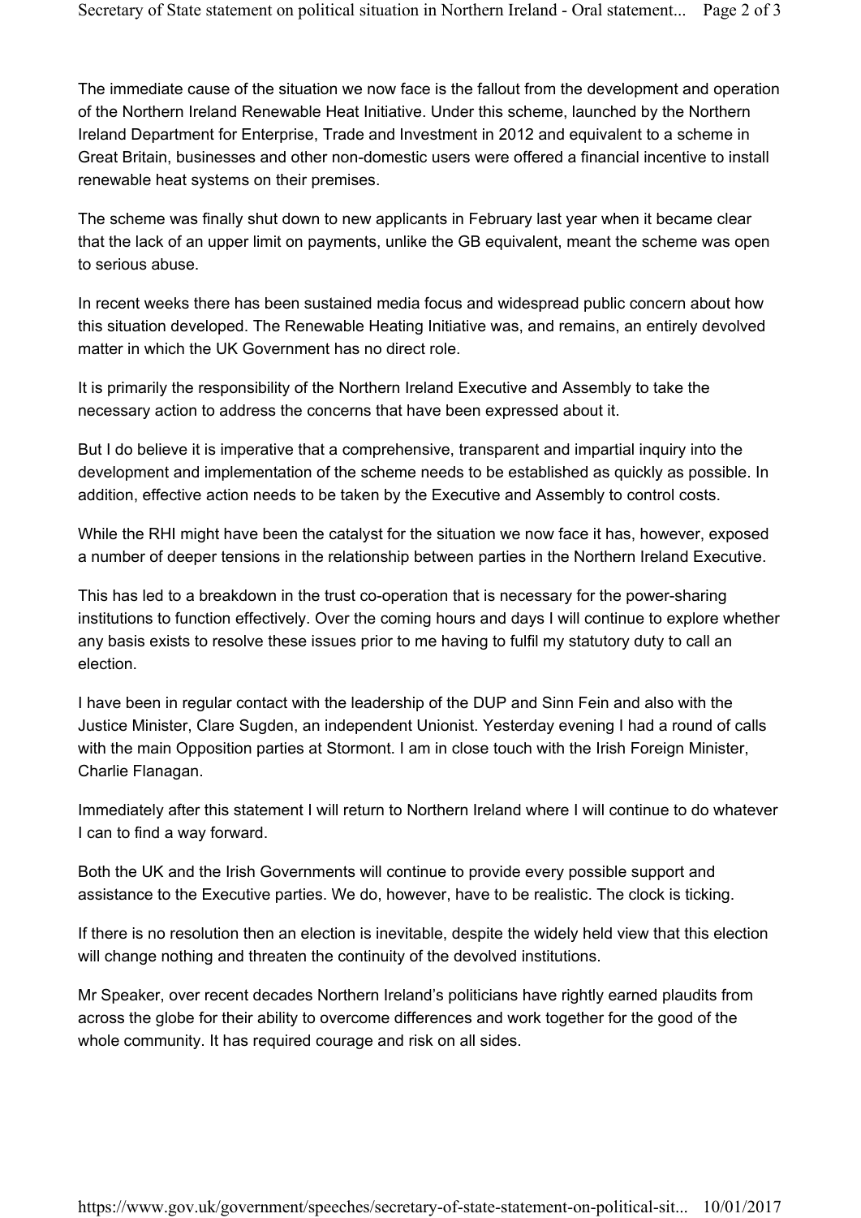The immediate cause of the situation we now face is the fallout from the development and operation of the Northern Ireland Renewable Heat Initiative. Under this scheme, launched by the Northern Ireland Department for Enterprise, Trade and Investment in 2012 and equivalent to a scheme in Great Britain, businesses and other non-domestic users were offered a financial incentive to install renewable heat systems on their premises.

The scheme was finally shut down to new applicants in February last year when it became clear that the lack of an upper limit on payments, unlike the GB equivalent, meant the scheme was open to serious abuse.

In recent weeks there has been sustained media focus and widespread public concern about how this situation developed. The Renewable Heating Initiative was, and remains, an entirely devolved matter in which the UK Government has no direct role.

It is primarily the responsibility of the Northern Ireland Executive and Assembly to take the necessary action to address the concerns that have been expressed about it.

But I do believe it is imperative that a comprehensive, transparent and impartial inquiry into the development and implementation of the scheme needs to be established as quickly as possible. In addition, effective action needs to be taken by the Executive and Assembly to control costs.

While the RHI might have been the catalyst for the situation we now face it has, however, exposed a number of deeper tensions in the relationship between parties in the Northern Ireland Executive.

This has led to a breakdown in the trust co-operation that is necessary for the power-sharing institutions to function effectively. Over the coming hours and days I will continue to explore whether any basis exists to resolve these issues prior to me having to fulfil my statutory duty to call an election.

I have been in regular contact with the leadership of the DUP and Sinn Fein and also with the Justice Minister, Clare Sugden, an independent Unionist. Yesterday evening I had a round of calls with the main Opposition parties at Stormont. I am in close touch with the Irish Foreign Minister, Charlie Flanagan.

Immediately after this statement I will return to Northern Ireland where I will continue to do whatever I can to find a way forward.

Both the UK and the Irish Governments will continue to provide every possible support and assistance to the Executive parties. We do, however, have to be realistic. The clock is ticking.

If there is no resolution then an election is inevitable, despite the widely held view that this election will change nothing and threaten the continuity of the devolved institutions.

Mr Speaker, over recent decades Northern Ireland's politicians have rightly earned plaudits from across the globe for their ability to overcome differences and work together for the good of the whole community. It has required courage and risk on all sides.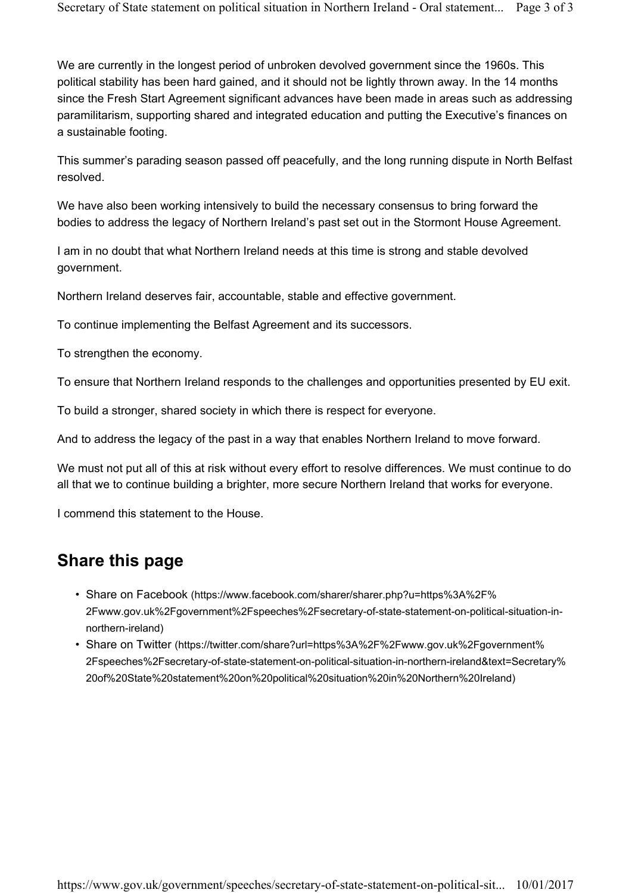We are currently in the longest period of unbroken devolved government since the 1960s. This political stability has been hard gained, and it should not be lightly thrown away. In the 14 months since the Fresh Start Agreement significant advances have been made in areas such as addressing paramilitarism, supporting shared and integrated education and putting the Executive's finances on a sustainable footing.

This summer's parading season passed off peacefully, and the long running dispute in North Belfast resolved.

We have also been working intensively to build the necessary consensus to bring forward the bodies to address the legacy of Northern Ireland's past set out in the Stormont House Agreement.

I am in no doubt that what Northern Ireland needs at this time is strong and stable devolved government.

Northern Ireland deserves fair, accountable, stable and effective government.

To continue implementing the Belfast Agreement and its successors.

To strengthen the economy.

To ensure that Northern Ireland responds to the challenges and opportunities presented by EU exit.

To build a stronger, shared society in which there is respect for everyone.

And to address the legacy of the past in a way that enables Northern Ireland to move forward.

We must not put all of this at risk without every effort to resolve differences. We must continue to do all that we to continue building a brighter, more secure Northern Ireland that works for everyone.

I commend this statement to the House.

## Share this page

- Share on Facebook (https://www.facebook.com/sharer/sharer.php?u=https%3A%2F%2Fwww.gov.uk%2Fgovernment%2Fspeeches%2Fsecretary-of-state-statement-on-political-situation-in-northern-ireland)
- Share on Twitter (https://twitter.com/share?url=https%3A%2F%2Fwww.gov.uk%2Fgovernment%2Fspeeches%2Fsecretary-of-state-statement-on-political-situation-in-northern-ireland&text=Secretary%20of%20State%20statement%20on%20political%20situation%20in%20Northern%20Ireland)